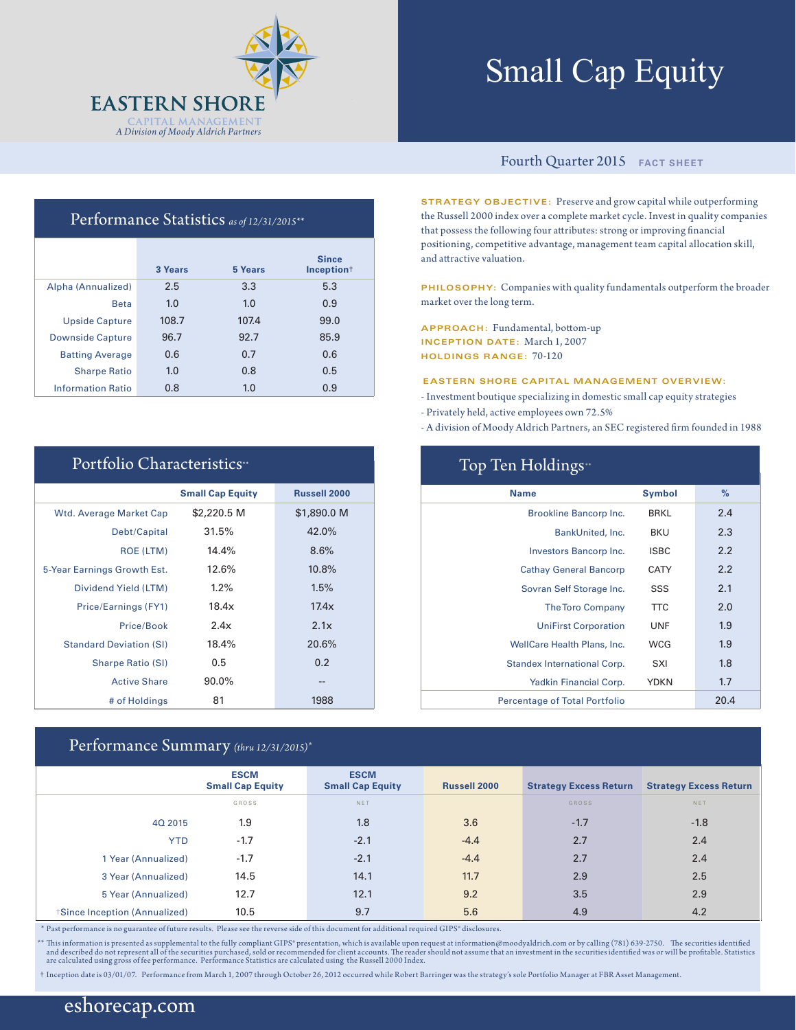EASTERN SHORE
CAPITAL MANAGEMENT
*A Division of Moody Aldrich Partners*

# Small Cap Equity

Fourth Quarter 2015 **FACT SHEET**

## Performance Statistics *as of 12/31/2015\*\**

| | 3 Years | 5 Years | Since Inception† |
|---|---|---|---|
| Alpha (Annualized) | 2.5 | 3.3 | 5.3 |
| Beta | 1.0 | 1.0 | 0.9 |
| Upside Capture | 108.7 | 107.4 | 99.0 |
| Downside Capture | 96.7 | 92.7 | 85.9 |
| Batting Average | 0.6 | 0.7 | 0.6 |
| Sharpe Ratio | 1.0 | 0.8 | 0.5 |
| Information Ratio | 0.8 | 1.0 | 0.9 |

**STRATEGY OBJECTIVE:** Preserve and grow capital while outperforming the Russell 2000 index over a complete market cycle. Invest in quality companies that possess the following four attributes: strong or improving financial positioning, competitive advantage, management team capital allocation skill, and attractive valuation.

**PHILOSOPHY:** Companies with quality fundamentals outperform the broader market over the long term.

**APPROACH:** Fundamental, bottom-up
**INCEPTION DATE:** March 1, 2007
**HOLDINGS RANGE:** 70-120

**EASTERN SHORE CAPITAL MANAGEMENT OVERVIEW:**

- Investment boutique specializing in domestic small cap equity strategies
- Privately held, active employees own 72.5%
- A division of Moody Aldrich Partners, an SEC registered firm founded in 1988

## Portfolio Characteristics\*\*

| | Small Cap Equity | Russell 2000 |
|---|---|---|
| Wtd. Average Market Cap | $2,220.5 M | $1,890.0 M |
| Debt/Capital | 31.5% | 42.0% |
| ROE (LTM) | 14.4% | 8.6% |
| 5-Year Earnings Growth Est. | 12.6% | 10.8% |
| Dividend Yield (LTM) | 1.2% | 1.5% |
| Price/Earnings (FY1) | 18.4x | 17.4x |
| Price/Book | 2.4x | 2.1x |
| Standard Deviation (SI) | 18.4% | 20.6% |
| Sharpe Ratio (SI) | 0.5 | 0.2 |
| Active Share | 90.0% | -- |
| # of Holdings | 81 | 1988 |

## Top Ten Holdings\*\*

| Name | Symbol | % |
|---|---|---|
| Brookline Bancorp Inc. | BRKL | 2.4 |
| BankUnited, Inc. | BKU | 2.3 |
| Investors Bancorp Inc. | ISBC | 2.2 |
| Cathay General Bancorp | CATY | 2.2 |
| Sovran Self Storage Inc. | SSS | 2.1 |
| The Toro Company | TTC | 2.0 |
| UniFirst Corporation | UNF | 1.9 |
| WellCare Health Plans, Inc. | WCG | 1.9 |
| Standex International Corp. | SXI | 1.8 |
| Yadkin Financial Corp. | YDKN | 1.7 |
| Percentage of Total Portfolio | | 20.4 |

## Performance Summary *(thru 12/31/2015)\**

| | ESCM Small Cap Equity | ESCM Small Cap Equity | Russell 2000 | Strategy Excess Return | Strategy Excess Return |
|---|---|---|---|---|---|
| | GROSS | NET | | GROSS | NET |
| 4Q 2015 | 1.9 | 1.8 | 3.6 | -1.7 | -1.8 |
| YTD | -1.7 | -2.1 | -4.4 | 2.7 | 2.4 |
| 1 Year (Annualized) | -1.7 | -2.1 | -4.4 | 2.7 | 2.4 |
| 3 Year (Annualized) | 14.5 | 14.1 | 11.7 | 2.9 | 2.5 |
| 5 Year (Annualized) | 12.7 | 12.1 | 9.2 | 3.5 | 2.9 |
| †Since Inception (Annualized) | 10.5 | 9.7 | 5.6 | 4.9 | 4.2 |

\* Past performance is no guarantee of future results. Please see the reverse side of this document for additional required GIPS® disclosures.

\*\* This information is presented as supplemental to the fully compliant GIPS® presentation, which is available upon request at information@moodyaldrich.com or by calling (781) 639-2750. The securities identified and described do not represent all of the securities purchased, sold or recommended for client accounts. The reader should not assume that an investment in the securities identified was or will be profitable. Statistics are calculated using gross of fee performance. Performance Statistics are calculated using the Russell 2000 Index.

† Inception date is 03/01/07. Performance from March 1, 2007 through October 26, 2012 occurred while Robert Barringer was the strategy's sole Portfolio Manager at FBR Asset Management.

eshorecap.com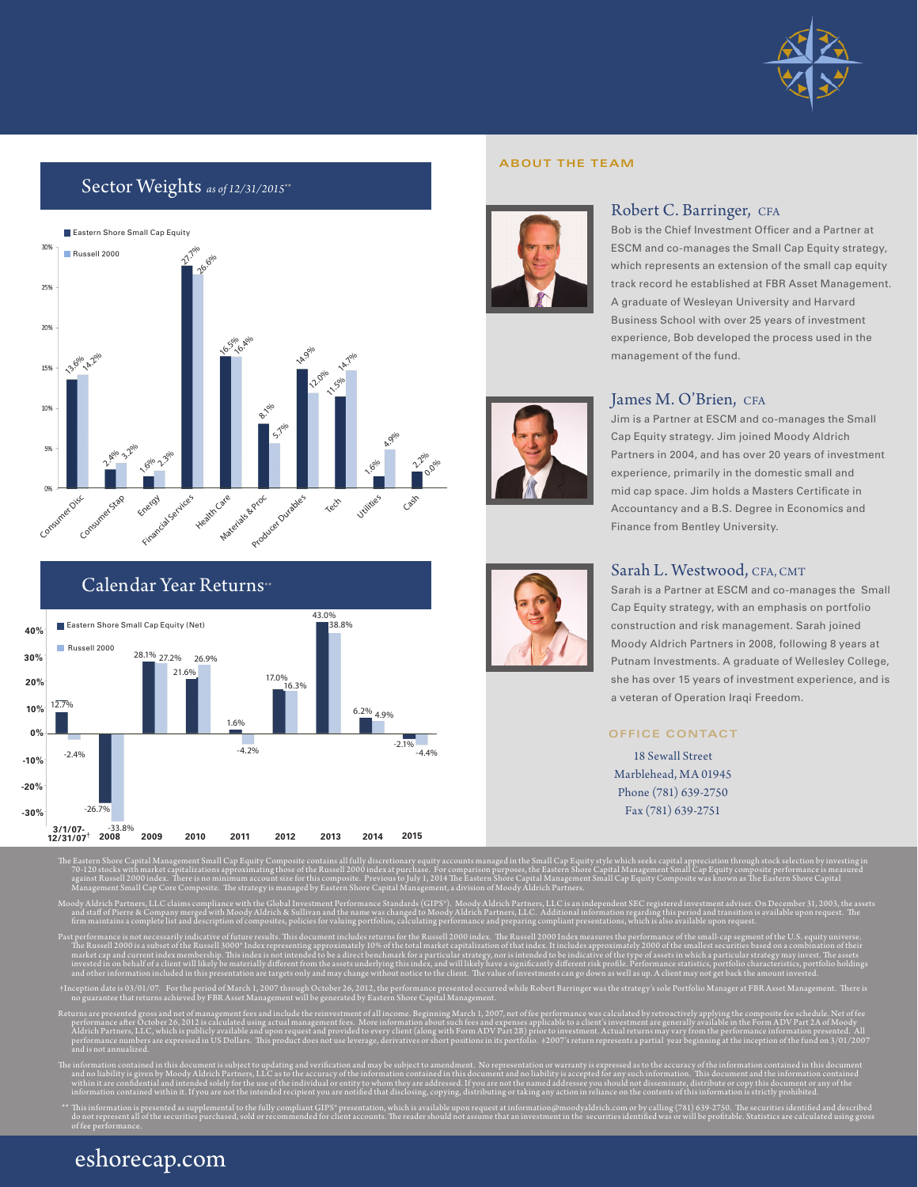## Sector Weights *as of 12/31/2015***

Eastern Shore Small Cap Equity
Russell 2000

30%
25%
20%
15%
10%
5%
0%

Consumer Disc 13.6% 14.2%
Consumer Stap 2.4% 3.2%
Energy 1.6% 2.3%
Financial Services 27.7% 26.6%
Health Care 16.5% 16.4%
Materials & Proc 8.1% 5.7%
Producer Durables 14.9% 12.0%
Tech 11.5% 14.7%
Utilities 1.6% 4.9%
Cash 2.2% 0.0%

## Calendar Year Returns**

Eastern Shore Small Cap Equity (Net)
Russell 2000

40%
30%
20%
10%
0%
-10%
-20%
-30%

3/1/07-12/31/07† 12.7% -2.4%
2008 -26.7% -33.8%
2009 28.1% 27.2%
2010 21.6% 26.9%
2011 1.6% -4.2%
2012 17.0% 16.3%
2013 43.0% 38.8%
2014 6.2% 4.9%
2015 -2.1% -4.4%

## ABOUT THE TEAM

### Robert C. Barringer, CFA

Bob is the Chief Investment Officer and a Partner at ESCM and co-manages the Small Cap Equity strategy, which represents an extension of the small cap equity track record he established at FBR Asset Management. A graduate of Wesleyan University and Harvard Business School with over 25 years of investment experience, Bob developed the process used in the management of the fund.

### James M. O'Brien, CFA

Jim is a Partner at ESCM and co-manages the Small Cap Equity strategy. Jim joined Moody Aldrich Partners in 2004, and has over 20 years of investment experience, primarily in the domestic small and mid cap space. Jim holds a Masters Certificate in Accountancy and a B.S. Degree in Economics and Finance from Bentley University.

### Sarah L. Westwood, CFA, CMT

Sarah is a Partner at ESCM and co-manages the Small Cap Equity strategy, with an emphasis on portfolio construction and risk management. Sarah joined Moody Aldrich Partners in 2008, following 8 years at Putnam Investments. A graduate of Wellesley College, she has over 15 years of investment experience, and is a veteran of Operation Iraqi Freedom.

## OFFICE CONTACT

18 Sewall Street
Marblehead, MA 01945
Phone (781) 639-2750
Fax (781) 639-2751

The Eastern Shore Capital Management Small Cap Equity Composite contains all fully discretionary equity accounts managed in the Small Cap Equity style which seeks capital appreciation through stock selection by investing in 70-120 stocks with market capitalizations approximating those of the Russell 2000 index at purchase. For comparison purposes, the Eastern Shore Capital Management Small Cap Equity composite performance is measured against Russell 2000 index. There is no minimum account size for this composite. Previous to July 1, 2014 The Eastern Shore Capital Management Small Cap Equity Composite was known as The Eastern Shore Capital Management Small Cap Core Composite. The strategy is managed by Eastern Shore Capital Management, a division of Moody Aldrich Partners.

Moody Aldrich Partners, LLC claims compliance with the Global Investment Performance Standards (GIPS®). Moody Aldrich Partners, LLC is an independent SEC registered investment adviser. On December 31, 2003, the assets and staff of Pierre & Company merged with Moody Aldrich & Sullivan and the name was changed to Moody Aldrich Partners, LLC. Additional information regarding this period and transition is available upon request. The firm maintains a complete list and description of composites, policies for valuing portfolios, calculating performance and preparing compliant presentations, which is also available upon request.

Past performance is not necessarily indicative of future results. This document includes returns for the Russell 2000 index. The Russell 2000 Index measures the performance of the small-cap segment of the U.S. equity universe. The Russell 2000 is a subset of the Russell 3000® Index representing approximately 10% of the total market capitalization of that index. It includes approximately 2000 of the smallest securities based on a combination of their market cap and current index membership. This index is not intended to be a direct benchmark for a particular strategy, nor is intended to be indicative of the type of assets in which a particular strategy may invest. The assets invested in on behalf of a client will likely be materially different from the assets underlying this index, and will likely have a significantly different risk profile. Performance statistics, portfolio characteristics, portfolio holdings and other information included in this presentation are targets only and may change without notice to the client. The value of investments can go down as well as up. A client may not get back the amount invested.

†Inception date is 03/01/07. For the period of March 1, 2007 through October 26, 2012, the performance presented occurred while Robert Barringer was the strategy's sole Portfolio Manager at FBR Asset Management. There is no guarantee that returns achieved by FBR Asset Management will be generated by Eastern Shore Capital Management.

Returns are presented gross and net of management fees and include the reinvestment of all income. Beginning March 1, 2007, net of fee performance was calculated by retroactively applying the composite fee schedule. Net of fee performance after October 26, 2012 is calculated using actual management fees. More information about such fees and expenses applicable to a client's investment are generally available in the Form ADV Part 2A of Moody Aldrich Partners, LLC, which is publicly available and upon request and provided to every client (along with Form ADV Part 2B) prior to investment. Actual returns may vary from the performance information presented. All performance numbers are expressed in US Dollars. This product does not use leverage, derivatives or short positions in its portfolio. ‡2007's return represents a partial year beginning at the inception of the fund on 3/01/2007 and is not annualized.

The information contained in this document is subject to updating and verification and may be subject to amendment. No representation or warranty is expressed as to the accuracy of the information contained in this document and no liability is given by Moody Aldrich Partners, LLC as to the accuracy of the information contained and no liability is accepted for any such information. This document and the information contained within it are confidential and intended solely for the use of the individual or entity to whom they are addressed. If you are not the named addressee you should not disseminate, distribute or copy this document or any of the information contained within it. If you are not the intended recipient you are notified that disclosing, copying, distributing or taking any action in reliance on the contents of this information is strictly prohibited.

** This information is presented as supplemental to the fully compliant GIPS® presentation, which is available upon request at information@moodyaldrich.com or by calling (781) 639-2750. The securities identified and described do not represent all of the securities purchased, sold or recommended for client accounts. The reader should not assume that an investment in the securities identified was or will be profitable. Statistics are calculated using gross of fee performance.

eshorecap.com